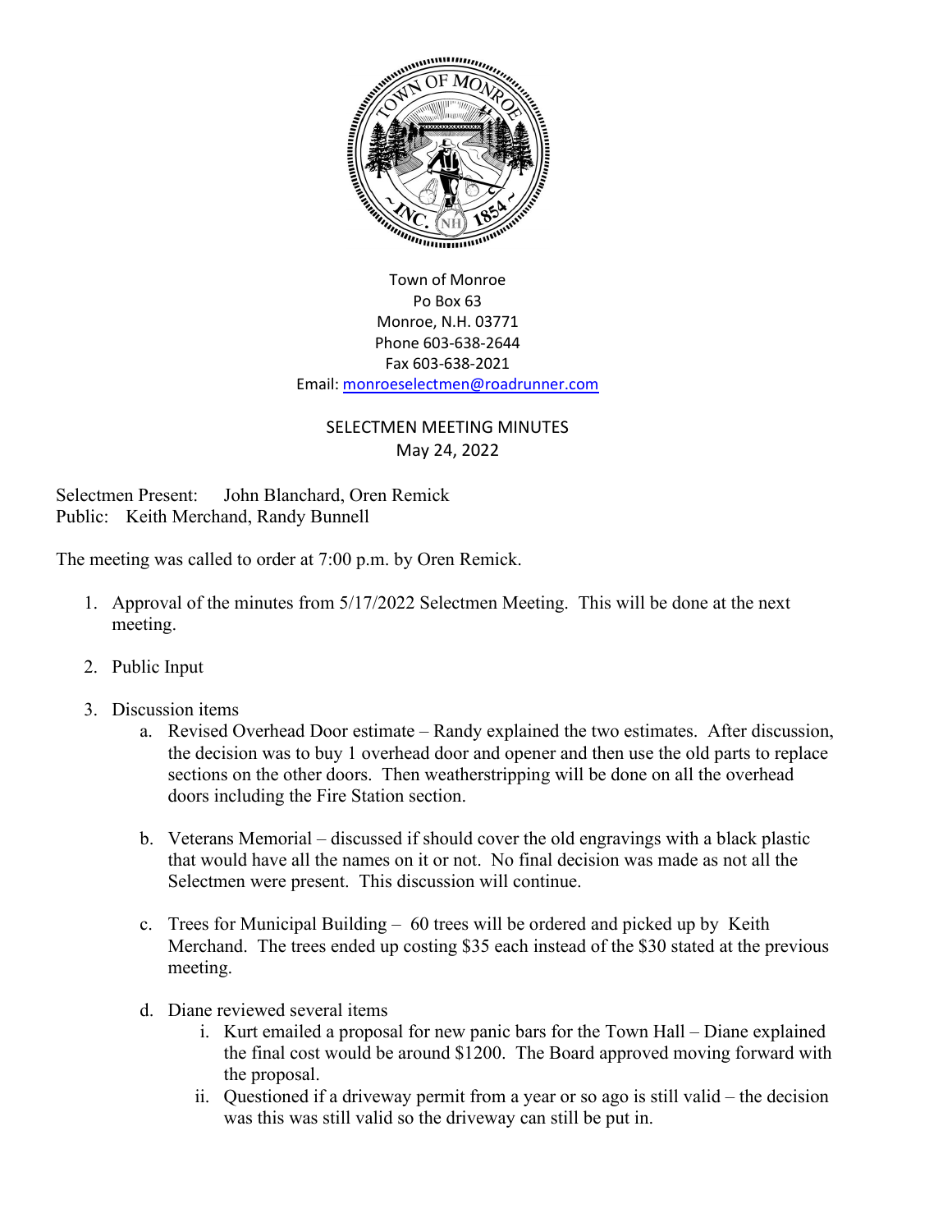Town of Monroe
Po Box 63
Monroe, N.H. 03771
Phone 603-638-2644
Fax 603-638-2021
Email: monroeselectmen@roadrunner.com

## SELECTMEN MEETING MINUTES
May 24, 2022

Selectmen Present: John Blanchard, Oren Remick
Public: Keith Merchand, Randy Bunnell

The meeting was called to order at 7:00 p.m. by Oren Remick.

1. Approval of the minutes from 5/17/2022 Selectmen Meeting. This will be done at the next meeting.

2. Public Input

3. Discussion items
   a. Revised Overhead Door estimate – Randy explained the two estimates. After discussion, the decision was to buy 1 overhead door and opener and then use the old parts to replace sections on the other doors. Then weatherstripping will be done on all the overhead doors including the Fire Station section.

   b. Veterans Memorial – discussed if should cover the old engravings with a black plastic that would have all the names on it or not. No final decision was made as not all the Selectmen were present. This discussion will continue.

   c. Trees for Municipal Building – 60 trees will be ordered and picked up by Keith Merchand. The trees ended up costing $35 each instead of the $30 stated at the previous meeting.

   d. Diane reviewed several items
      i. Kurt emailed a proposal for new panic bars for the Town Hall – Diane explained the final cost would be around $1200. The Board approved moving forward with the proposal.
      ii. Questioned if a driveway permit from a year or so ago is still valid – the decision was this was still valid so the driveway can still be put in.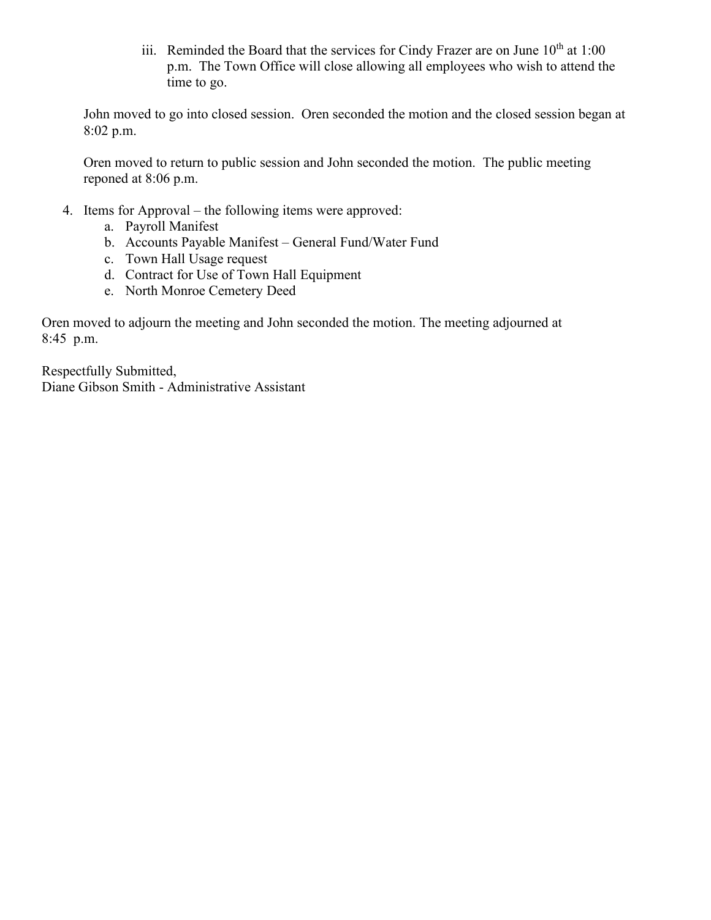iii. Reminded the Board that the services for Cindy Frazer are on June 10th at 1:00 p.m. The Town Office will close allowing all employees who wish to attend the time to go.

John moved to go into closed session. Oren seconded the motion and the closed session began at 8:02 p.m.

Oren moved to return to public session and John seconded the motion. The public meeting reponed at 8:06 p.m.

4. Items for Approval – the following items were approved:
   a. Payroll Manifest
   b. Accounts Payable Manifest – General Fund/Water Fund
   c. Town Hall Usage request
   d. Contract for Use of Town Hall Equipment
   e. North Monroe Cemetery Deed

Oren moved to adjourn the meeting and John seconded the motion. The meeting adjourned at 8:45 p.m.

Respectfully Submitted,
Diane Gibson Smith - Administrative Assistant